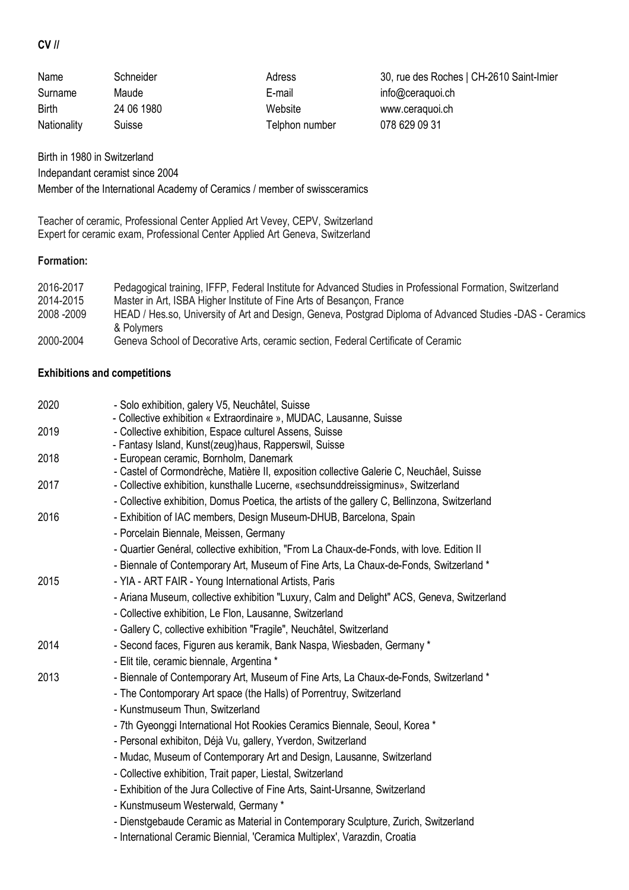**CV //**

| Name | Schneider | Adress | 30, rue des Roches \| CH-2610 Saint-Imier |
|---|---|---|---|
| Surname | Maude | E-mail | info@ceraquoi.ch |
| Birth | 24 06 1980 | Website | www.ceraquoi.ch |
| Nationality | Suisse | Telphon number | 078 629 09 31 |

Birth in 1980 in Switzerland
Independant ceramist since 2004
Member of the International Academy of Ceramics / member of swissceramics

Teacher of ceramic, Professional Center Applied Art Vevey, CEPV, Switzerland
Expert for ceramic exam, Professional Center Applied Art Geneva, Switzerland

**Formation:**

| | |
|---|---|
| 2016-2017 | Pedagogical training, IFFP, Federal Institute for Advanced Studies in Professional Formation, Switzerland |
| 2014-2015 | Master in Art, ISBA Higher Institute of Fine Arts of Besançon, France |
| 2008 -2009 | HEAD / Hes.so, University of Art and Design, Geneva, Postgrad Diploma of Advanced Studies -DAS - Ceramics & Polymers |
| 2000-2004 | Geneva School of Decorative Arts, ceramic section, Federal Certificate of Ceramic |

**Exhibitions and competitions**

2020
- Solo exhibition, galery V5, Neuchâtel, Suisse
- Collective exhibition « Extraordinaire », MUDAC, Lausanne, Suisse

2019
- Collective exhibition, Espace culturel Assens, Suisse
- Fantasy Island, Kunst(zeug)haus, Rapperswil, Suisse

2018
- European ceramic, Bornholm, Danemark
- Castel of Cormondrèche, Matière II, exposition collective Galerie C, Neuchâel, Suisse

2017
- Collective exhibition, kunsthalle Lucerne, «sechsunddreissigminus», Switzerland
- Collective exhibition, Domus Poetica, the artists of the gallery C, Bellinzona, Switzerland

2016
- Exhibition of IAC members, Design Museum-DHUB, Barcelona, Spain
- Porcelain Biennale, Meissen, Germany
- Quartier Genéral, collective exhibition, "From La Chaux-de-Fonds, with love. Edition II
- Biennale of Contemporary Art, Museum of Fine Arts, La Chaux-de-Fonds, Switzerland *

2015
- YIA - ART FAIR - Young International Artists, Paris
- Ariana Museum, collective exhibition "Luxury, Calm and Delight" ACS, Geneva, Switzerland
- Collective exhibition, Le Flon, Lausanne, Switzerland
- Gallery C, collective exhibition "Fragile", Neuchâtel, Switzerland

2014
- Second faces, Figuren aus keramik, Bank Naspa, Wiesbaden, Germany *
- Elit tile, ceramic biennale, Argentina *

2013
- Biennale of Contemporary Art, Museum of Fine Arts, La Chaux-de-Fonds, Switzerland *
- The Contomporary Art space (the Halls) of Porrentruy, Switzerland
- Kunstmuseum Thun, Switzerland
- 7th Gyeonggi International Hot Rookies Ceramics Biennale, Seoul, Korea *
- Personal exhibiton, Déjà Vu, gallery, Yverdon, Switzerland
- Mudac, Museum of Contemporary Art and Design, Lausanne, Switzerland
- Collective exhibition, Trait paper, Liestal, Switzerland
- Exhibition of the Jura Collective of Fine Arts, Saint-Ursanne, Switzerland
- Kunstmuseum Westerwald, Germany *
- Dienstgebaude Ceramic as Material in Contemporary Sculpture, Zurich, Switzerland
- International Ceramic Biennial, 'Ceramica Multiplex', Varazdin, Croatia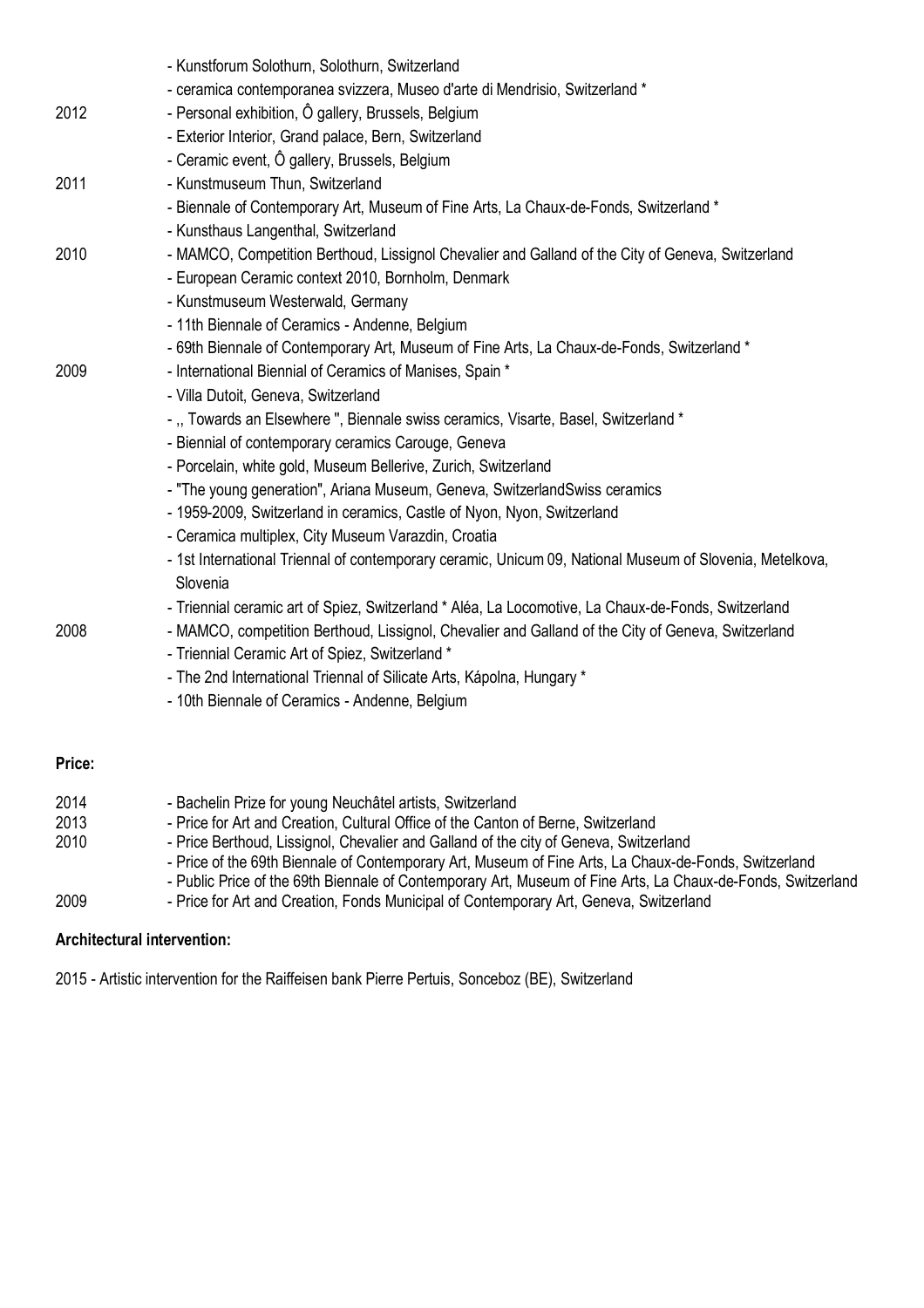| | |
|---|---|
| | - Kunstforum Solothurn, Solothurn, Switzerland |
| | - ceramica contemporanea svizzera, Museo d'arte di Mendrisio, Switzerland * |
| 2012 | - Personal exhibition, Ô gallery, Brussels, Belgium |
| | - Exterior Interior, Grand palace, Bern, Switzerland |
| | - Ceramic event, Ô gallery, Brussels, Belgium |
| 2011 | - Kunstmuseum Thun, Switzerland |
| | - Biennale of Contemporary Art, Museum of Fine Arts, La Chaux-de-Fonds, Switzerland * |
| | - Kunsthaus Langenthal, Switzerland |
| 2010 | - MAMCO, Competition Berthoud, Lissignol Chevalier and Galland of the City of Geneva, Switzerland |
| | - European Ceramic context 2010, Bornholm, Denmark |
| | - Kunstmuseum Westerwald, Germany |
| | - 11th Biennale of Ceramics - Andenne, Belgium |
| | - 69th Biennale of Contemporary Art, Museum of Fine Arts, La Chaux-de-Fonds, Switzerland * |
| 2009 | - International Biennial of Ceramics of Manises, Spain * |
| | - Villa Dutoit, Geneva, Switzerland |
| | - ,, Towards an Elsewhere ", Biennale swiss ceramics, Visarte, Basel, Switzerland * |
| | - Biennial of contemporary ceramics Carouge, Geneva |
| | - Porcelain, white gold, Museum Bellerive, Zurich, Switzerland |
| | - "The young generation", Ariana Museum, Geneva, SwitzerlandSwiss ceramics |
| | - 1959-2009, Switzerland in ceramics, Castle of Nyon, Nyon, Switzerland |
| | - Ceramica multiplex, City Museum Varazdin, Croatia |
| | - 1st International Triennal of contemporary ceramic, Unicum 09, National Museum of Slovenia, Metelkova, Slovenia |
| | - Triennial ceramic art of Spiez, Switzerland * Aléa, La Locomotive, La Chaux-de-Fonds, Switzerland |
| 2008 | - MAMCO, competition Berthoud, Lissignol, Chevalier and Galland of the City of Geneva, Switzerland |
| | - Triennial Ceramic Art of Spiez, Switzerland * |
| | - The 2nd International Triennal of Silicate Arts, Kápolna, Hungary * |
| | - 10th Biennale of Ceramics - Andenne, Belgium |

**Price:**

| | |
|---|---|
| 2014 | - Bachelin Prize for young Neuchâtel artists, Switzerland |
| 2013 | - Price for Art and Creation, Cultural Office of the Canton of Berne, Switzerland |
| 2010 | - Price Berthoud, Lissignol, Chevalier and Galland of the city of Geneva, Switzerland |
| | - Price of the 69th Biennale of Contemporary Art, Museum of Fine Arts, La Chaux-de-Fonds, Switzerland |
| | - Public Price of the 69th Biennale of Contemporary Art, Museum of Fine Arts, La Chaux-de-Fonds, Switzerland |
| 2009 | - Price for Art and Creation, Fonds Municipal of Contemporary Art, Geneva, Switzerland |

**Architectural intervention:**

2015 - Artistic intervention for the Raiffeisen bank Pierre Pertuis, Sonceboz (BE), Switzerland